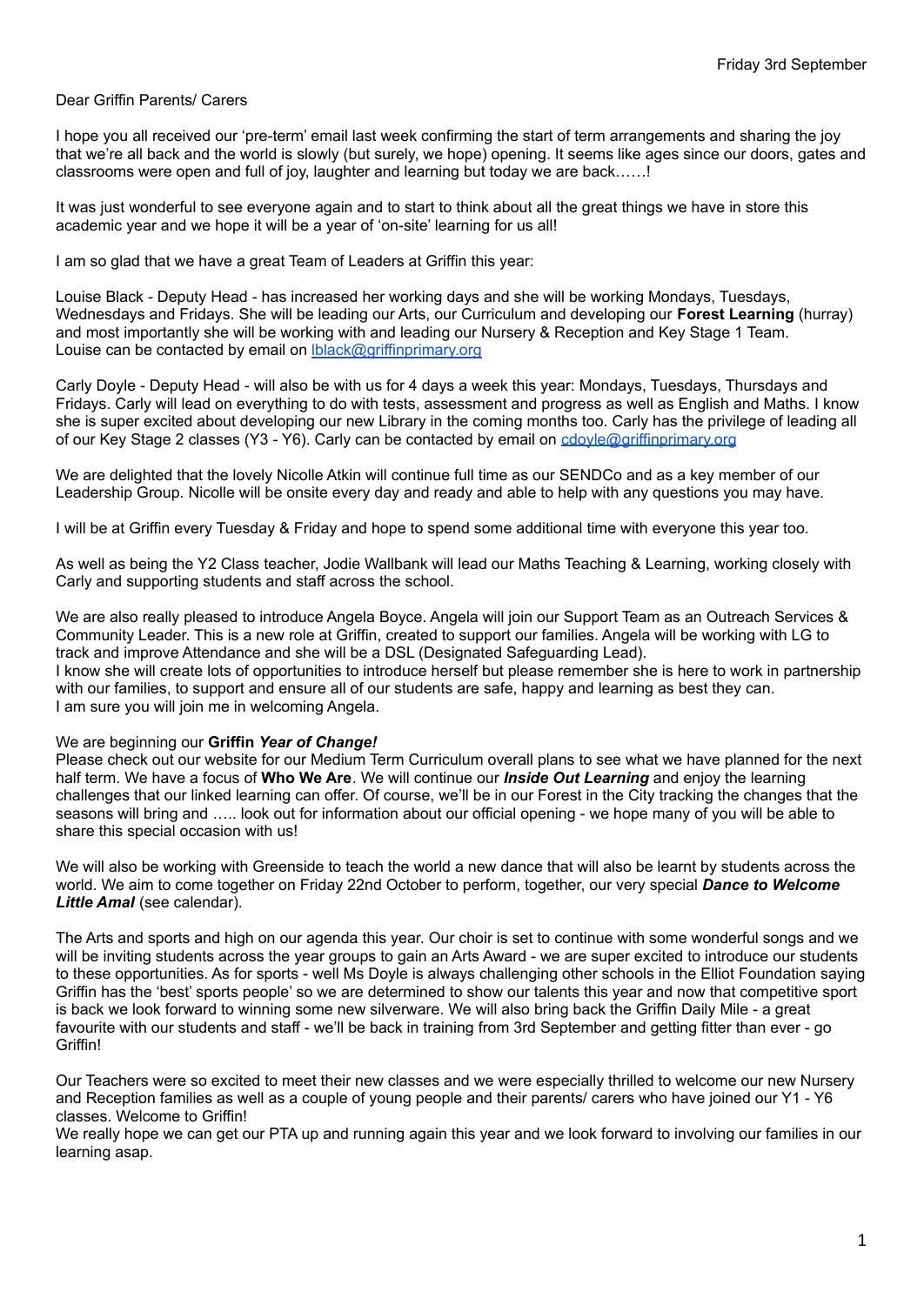Friday 3rd September

Dear Griffin Parents/ Carers

I hope you all received our 'pre-term' email last week confirming the start of term arrangements and sharing the joy that we're all back and the world is slowly (but surely, we hope) opening. It seems like ages since our doors, gates and classrooms were open and full of joy, laughter and learning but today we are back……!

It was just wonderful to see everyone again and to start to think about all the great things we have in store this academic year and we hope it will be a year of 'on-site' learning for us all!

I am so glad that we have a great Team of Leaders at Griffin this year:

Louise Black - Deputy Head - has increased her working days and she will be working Mondays, Tuesdays, Wednesdays and Fridays. She will be leading our Arts, our Curriculum and developing our **Forest Learning** (hurray) and most importantly she will be working with and leading our Nursery & Reception and Key Stage 1 Team. Louise can be contacted by email on lblack@griffinprimary.org

Carly Doyle - Deputy Head - will also be with us for 4 days a week this year: Mondays, Tuesdays, Thursdays and Fridays. Carly will lead on everything to do with tests, assessment and progress as well as English and Maths. I know she is super excited about developing our new Library in the coming months too. Carly has the privilege of leading all of our Key Stage 2 classes (Y3 - Y6). Carly can be contacted by email on cdoyle@griffinprimary.org

We are delighted that the lovely Nicolle Atkin will continue full time as our SENDCo and as a key member of our Leadership Group. Nicolle will be onsite every day and ready and able to help with any questions you may have.

I will be at Griffin every Tuesday & Friday and hope to spend some additional time with everyone this year too.

As well as being the Y2 Class teacher, Jodie Wallbank will lead our Maths Teaching & Learning, working closely with Carly and supporting students and staff across the school.

We are also really pleased to introduce Angela Boyce. Angela will join our Support Team as an Outreach Services & Community Leader. This is a new role at Griffin, created to support our families. Angela will be working with LG to track and improve Attendance and she will be a DSL (Designated Safeguarding Lead).
I know she will create lots of opportunities to introduce herself but please remember she is here to work in partnership with our families, to support and ensure all of our students are safe, happy and learning as best they can.
I am sure you will join me in welcoming Angela.

We are beginning our **Griffin *Year of Change!***
Please check out our website for our Medium Term Curriculum overall plans to see what we have planned for the next half term. We have a focus of **Who We Are**. We will continue our ***Inside Out Learning*** and enjoy the learning challenges that our linked learning can offer. Of course, we'll be in our Forest in the City tracking the changes that the seasons will bring and ….. look out for information about our official opening - we hope many of you will be able to share this special occasion with us!

We will also be working with Greenside to teach the world a new dance that will also be learnt by students across the world. We aim to come together on Friday 22nd October to perform, together, our very special ***Dance to Welcome Little Amal*** (see calendar).

The Arts and sports and high on our agenda this year. Our choir is set to continue with some wonderful songs and we will be inviting students across the year groups to gain an Arts Award - we are super excited to introduce our students to these opportunities. As for sports - well Ms Doyle is always challenging other schools in the Elliot Foundation saying Griffin has the 'best' sports people' so we are determined to show our talents this year and now that competitive sport is back we look forward to winning some new silverware. We will also bring back the Griffin Daily Mile - a great favourite with our students and staff - we'll be back in training from 3rd September and getting fitter than ever - go Griffin!

Our Teachers were so excited to meet their new classes and we were especially thrilled to welcome our new Nursery and Reception families as well as a couple of young people and their parents/ carers who have joined our Y1 - Y6 classes. Welcome to Griffin!
We really hope we can get our PTA up and running again this year and we look forward to involving our families in our learning asap.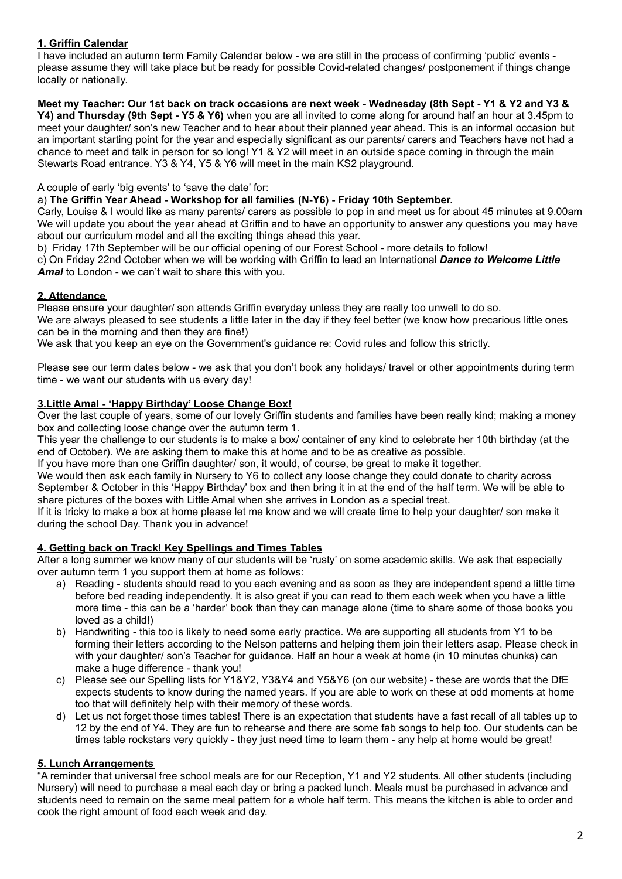## 1. Griffin Calendar

I have included an autumn term Family Calendar below - we are still in the process of confirming 'public' events - please assume they will take place but be ready for possible Covid-related changes/ postponement if things change locally or nationally.

**Meet my Teacher: Our 1st back on track occasions are next week - Wednesday (8th Sept - Y1 & Y2 and Y3 & Y4) and Thursday (9th Sept - Y5 & Y6)** when you are all invited to come along for around half an hour at 3.45pm to meet your daughter/ son's new Teacher and to hear about their planned year ahead. This is an informal occasion but an important starting point for the year and especially significant as our parents/ carers and Teachers have not had a chance to meet and talk in person for so long! Y1 & Y2 will meet in an outside space coming in through the main Stewarts Road entrance. Y3 & Y4, Y5 & Y6 will meet in the main KS2 playground.

A couple of early 'big events' to 'save the date' for:

a) **The Griffin Year Ahead - Workshop for all families (N-Y6) - Friday 10th September.**
Carly, Louise & I would like as many parents/ carers as possible to pop in and meet us for about 45 minutes at 9.00am We will update you about the year ahead at Griffin and to have an opportunity to answer any questions you may have about our curriculum model and all the exciting things ahead this year.

b) Friday 17th September will be our official opening of our Forest School - more details to follow!

c) On Friday 22nd October when we will be working with Griffin to lead an International ***Dance to Welcome Little Amal*** to London - we can't wait to share this with you.

## 2. Attendance

Please ensure your daughter/ son attends Griffin everyday unless they are really too unwell to do so.
We are always pleased to see students a little later in the day if they feel better (we know how precarious little ones can be in the morning and then they are fine!)
We ask that you keep an eye on the Government's guidance re: Covid rules and follow this strictly.

Please see our term dates below - we ask that you don't book any holidays/ travel or other appointments during term time - we want our students with us every day!

## 3.Little Amal - 'Happy Birthday' Loose Change Box!

Over the last couple of years, some of our lovely Griffin students and families have been really kind; making a money box and collecting loose change over the autumn term 1.
This year the challenge to our students is to make a box/ container of any kind to celebrate her 10th birthday (at the end of October). We are asking them to make this at home and to be as creative as possible.
If you have more than one Griffin daughter/ son, it would, of course, be great to make it together.
We would then ask each family in Nursery to Y6 to collect any loose change they could donate to charity across September & October in this 'Happy Birthday' box and then bring it in at the end of the half term. We will be able to share pictures of the boxes with Little Amal when she arrives in London as a special treat.
If it is tricky to make a box at home please let me know and we will create time to help your daughter/ son make it during the school Day. Thank you in advance!

## 4. Getting back on Track! Key Spellings and Times Tables

After a long summer we know many of our students will be 'rusty' on some academic skills. We ask that especially over autumn term 1 you support them at home as follows:

a) Reading - students should read to you each evening and as soon as they are independent spend a little time before bed reading independently. It is also great if you can read to them each week when you have a little more time - this can be a 'harder' book than they can manage alone (time to share some of those books you loved as a child!)
b) Handwriting - this too is likely to need some early practice. We are supporting all students from Y1 to be forming their letters according to the Nelson patterns and helping them join their letters asap. Please check in with your daughter/ son's Teacher for guidance. Half an hour a week at home (in 10 minutes chunks) can make a huge difference - thank you!
c) Please see our Spelling lists for Y1&Y2, Y3&Y4 and Y5&Y6 (on our website) - these are words that the DfE expects students to know during the named years. If you are able to work on these at odd moments at home too that will definitely help with their memory of these words.
d) Let us not forget those times tables! There is an expectation that students have a fast recall of all tables up to 12 by the end of Y4. They are fun to rehearse and there are some fab songs to help too. Our students can be times table rockstars very quickly - they just need time to learn them - any help at home would be great!

## 5. Lunch Arrangements

"A reminder that universal free school meals are for our Reception, Y1 and Y2 students. All other students (including Nursery) will need to purchase a meal each day or bring a packed lunch. Meals must be purchased in advance and students need to remain on the same meal pattern for a whole half term. This means the kitchen is able to order and cook the right amount of food each week and day.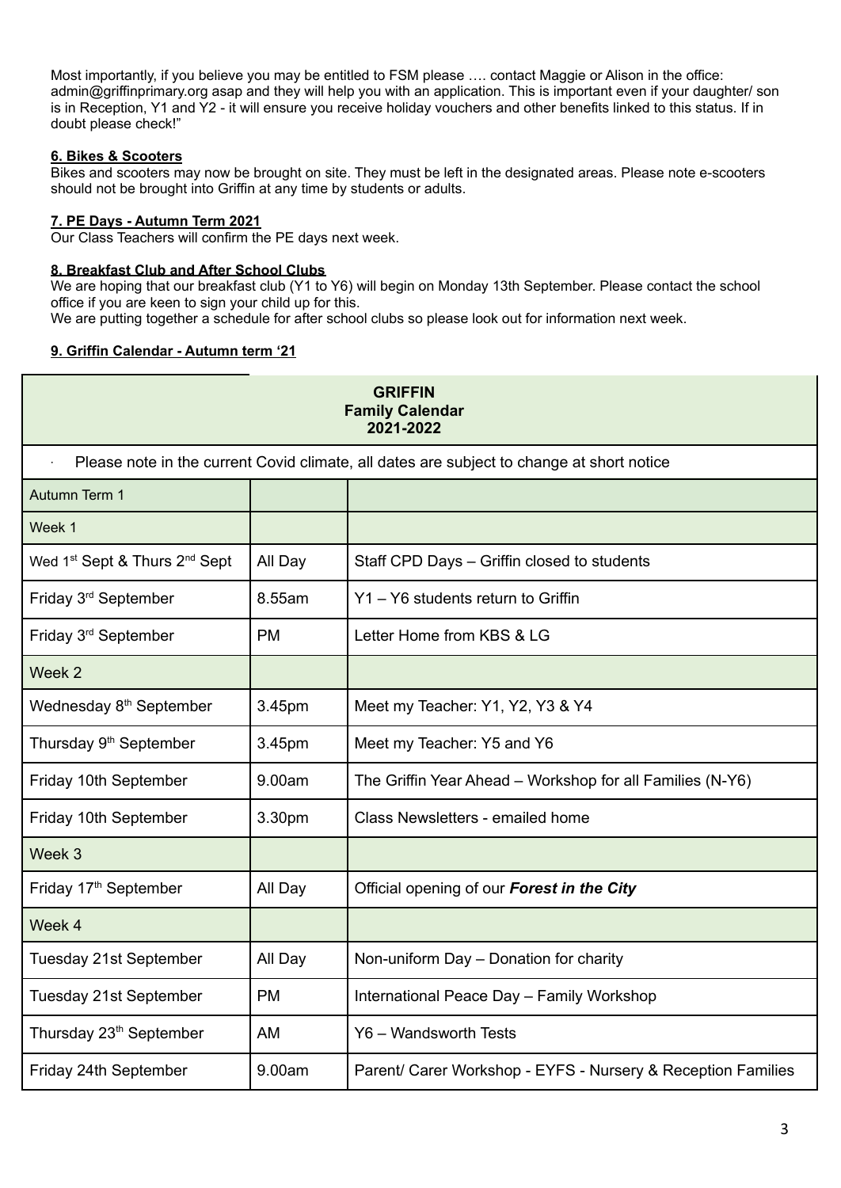Most importantly, if you believe you may be entitled to FSM please …. contact Maggie or Alison in the office: admin@griffinprimary.org asap and they will help you with an application. This is important even if your daughter/ son is in Reception, Y1 and Y2 - it will ensure you receive holiday vouchers and other benefits linked to this status. If in doubt please check!"

**6. Bikes & Scooters**

Bikes and scooters may now be brought on site. They must be left in the designated areas. Please note e-scooters should not be brought into Griffin at any time by students or adults.

**7. PE Days - Autumn Term 2021**

Our Class Teachers will confirm the PE days next week.

**8. Breakfast Club and After School Clubs**

We are hoping that our breakfast club (Y1 to Y6) will begin on Monday 13th September. Please contact the school office if you are keen to sign your child up for this.

We are putting together a schedule for after school clubs so please look out for information next week.

**9. Griffin Calendar - Autumn term '21**

| **GRIFFIN Family Calendar 2021-2022** | | |
|---|---|---|
| · Please note in the current Covid climate, all dates are subject to change at short notice | | |
| Autumn Term 1 | | |
| Week 1 | | |
| Wed 1st Sept & Thurs 2nd Sept | All Day | Staff CPD Days – Griffin closed to students |
| Friday 3rd September | 8.55am | Y1 – Y6 students return to Griffin |
| Friday 3rd September | PM | Letter Home from KBS & LG |
| Week 2 | | |
| Wednesday 8th September | 3.45pm | Meet my Teacher: Y1, Y2, Y3 & Y4 |
| Thursday 9th September | 3.45pm | Meet my Teacher: Y5 and Y6 |
| Friday 10th September | 9.00am | The Griffin Year Ahead – Workshop for all Families (N-Y6) |
| Friday 10th September | 3.30pm | Class Newsletters - emailed home |
| Week 3 | | |
| Friday 17th September | All Day | Official opening of our ***Forest in the City*** |
| Week 4 | | |
| Tuesday 21st September | All Day | Non-uniform Day – Donation for charity |
| Tuesday 21st September | PM | International Peace Day – Family Workshop |
| Thursday 23th September | AM | Y6 – Wandsworth Tests |
| Friday 24th September | 9.00am | Parent/ Carer Workshop - EYFS - Nursery & Reception Families |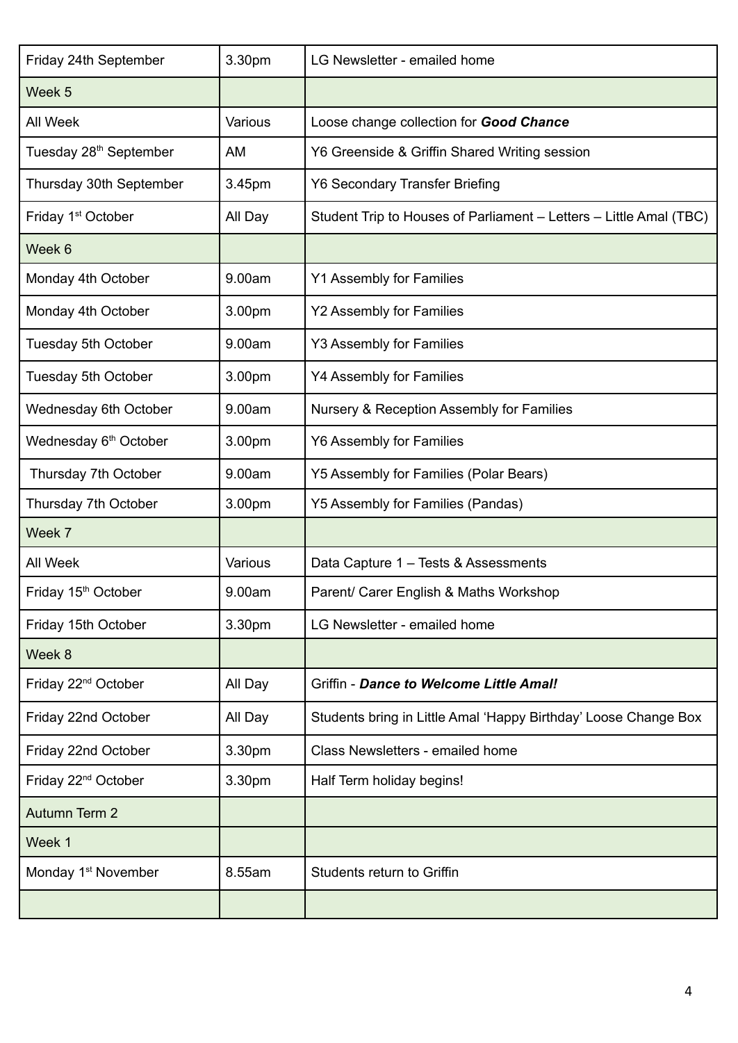| Friday 24th September | 3.30pm | LG Newsletter - emailed home |
|---|---|---|
| Week 5 | | |
| All Week | Various | Loose change collection for ***Good Chance*** |
| Tuesday 28th September | AM | Y6 Greenside & Griffin Shared Writing session |
| Thursday 30th September | 3.45pm | Y6 Secondary Transfer Briefing |
| Friday 1st October | All Day | Student Trip to Houses of Parliament – Letters – Little Amal (TBC) |
| Week 6 | | |
| Monday 4th October | 9.00am | Y1 Assembly for Families |
| Monday 4th October | 3.00pm | Y2 Assembly for Families |
| Tuesday 5th October | 9.00am | Y3 Assembly for Families |
| Tuesday 5th October | 3.00pm | Y4 Assembly for Families |
| Wednesday 6th October | 9.00am | Nursery & Reception Assembly for Families |
| Wednesday 6th October | 3.00pm | Y6 Assembly for Families |
| Thursday 7th October | 9.00am | Y5 Assembly for Families (Polar Bears) |
| Thursday 7th October | 3.00pm | Y5 Assembly for Families (Pandas) |
| Week 7 | | |
| All Week | Various | Data Capture 1 – Tests & Assessments |
| Friday 15th October | 9.00am | Parent/ Carer English & Maths Workshop |
| Friday 15th October | 3.30pm | LG Newsletter - emailed home |
| Week 8 | | |
| Friday 22nd October | All Day | Griffin - ***Dance to Welcome Little Amal!*** |
| Friday 22nd October | All Day | Students bring in Little Amal 'Happy Birthday' Loose Change Box |
| Friday 22nd October | 3.30pm | Class Newsletters - emailed home |
| Friday 22nd October | 3.30pm | Half Term holiday begins! |
| Autumn Term 2 | | |
| Week 1 | | |
| Monday 1st November | 8.55am | Students return to Griffin |
| | | |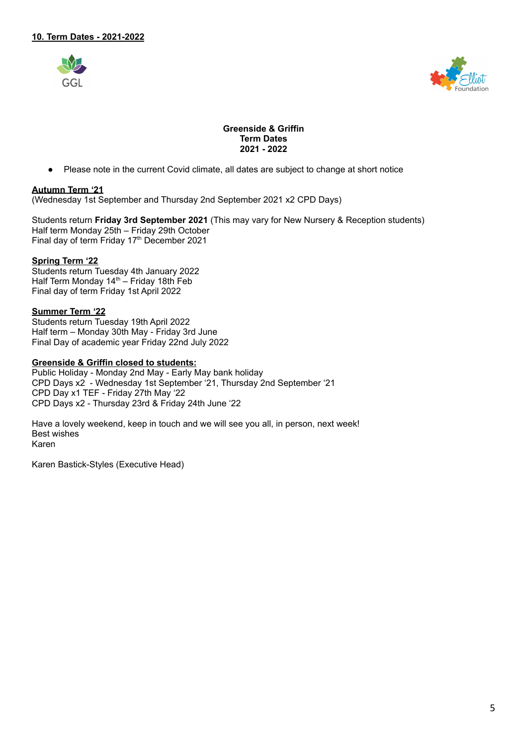## **10. Term Dates - 2021-2022**

GGL

Elliot Foundation

**Greenside & Griffin**
**Term Dates**
**2021 - 2022**

- Please note in the current Covid climate, all dates are subject to change at short notice

**Autumn Term '21**
(Wednesday 1st September and Thursday 2nd September 2021 x2 CPD Days)

Students return **Friday 3rd September 2021** (This may vary for New Nursery & Reception students)
Half term Monday 25th – Friday 29th October
Final day of term Friday 17th December 2021

**Spring Term '22**
Students return Tuesday 4th January 2022
Half Term Monday 14th – Friday 18th Feb
Final day of term Friday 1st April 2022

**Summer Term '22**
Students return Tuesday 19th April 2022
Half term – Monday 30th May - Friday 3rd June
Final Day of academic year Friday 22nd July 2022

**Greenside & Griffin closed to students:**
Public Holiday - Monday 2nd May - Early May bank holiday
CPD Days x2 - Wednesday 1st September '21, Thursday 2nd September '21
CPD Day x1 TEF - Friday 27th May '22
CPD Days x2 - Thursday 23rd & Friday 24th June '22

Have a lovely weekend, keep in touch and we will see you all, in person, next week!
Best wishes
Karen

Karen Bastick-Styles (Executive Head)